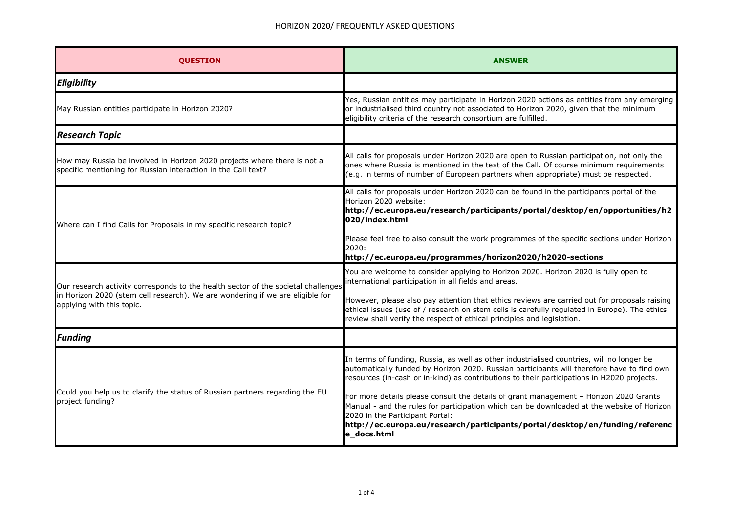# HORIZON 2020/ FREQUENTLY ASKED QUESTIONS

| QUESTION | ANSWER |
|---|---|
| ***Eligibility*** | |
| May Russian entities participate in Horizon 2020? | Yes, Russian entities may participate in Horizon 2020 actions as entities from any emerging or industrialised third country not associated to Horizon 2020, given that the minimum eligibility criteria of the research consortium are fulfilled. |
| ***Research Topic*** | |
| How may Russia be involved in Horizon 2020 projects where there is not a specific mentioning for Russian interaction in the Call text? | All calls for proposals under Horizon 2020 are open to Russian participation, not only the ones where Russia is mentioned in the text of the Call. Of course minimum requirements (e.g. in terms of number of European partners when appropriate) must be respected. |
| Where can I find Calls for Proposals in my specific research topic? | All calls for proposals under Horizon 2020 can be found in the participants portal of the Horizon 2020 website: **http://ec.europa.eu/research/participants/portal/desktop/en/opportunities/h2020/index.html**<br><br>Please feel free to also consult the work programmes of the specific sections under Horizon 2020: **http://ec.europa.eu/programmes/horizon2020/h2020-sections** |
| Our research activity corresponds to the health sector of the societal challenges in Horizon 2020 (stem cell research). We are wondering if we are eligible for applying with this topic. | You are welcome to consider applying to Horizon 2020. Horizon 2020 is fully open to international participation in all fields and areas.<br><br>However, please also pay attention that ethics reviews are carried out for proposals raising ethical issues (use of / research on stem cells is carefully regulated in Europe). The ethics review shall verify the respect of ethical principles and legislation. |
| ***Funding*** | |
| Could you help us to clarify the status of Russian partners regarding the EU project funding? | In terms of funding, Russia, as well as other industrialised countries, will no longer be automatically funded by Horizon 2020. Russian participants will therefore have to find own resources (in-cash or in-kind) as contributions to their participations in H2020 projects.<br><br>For more details please consult the details of grant management – Horizon 2020 Grants Manual - and the rules for participation which can be downloaded at the website of Horizon 2020 in the Participant Portal: **http://ec.europa.eu/research/participants/portal/desktop/en/funding/reference_docs.html** |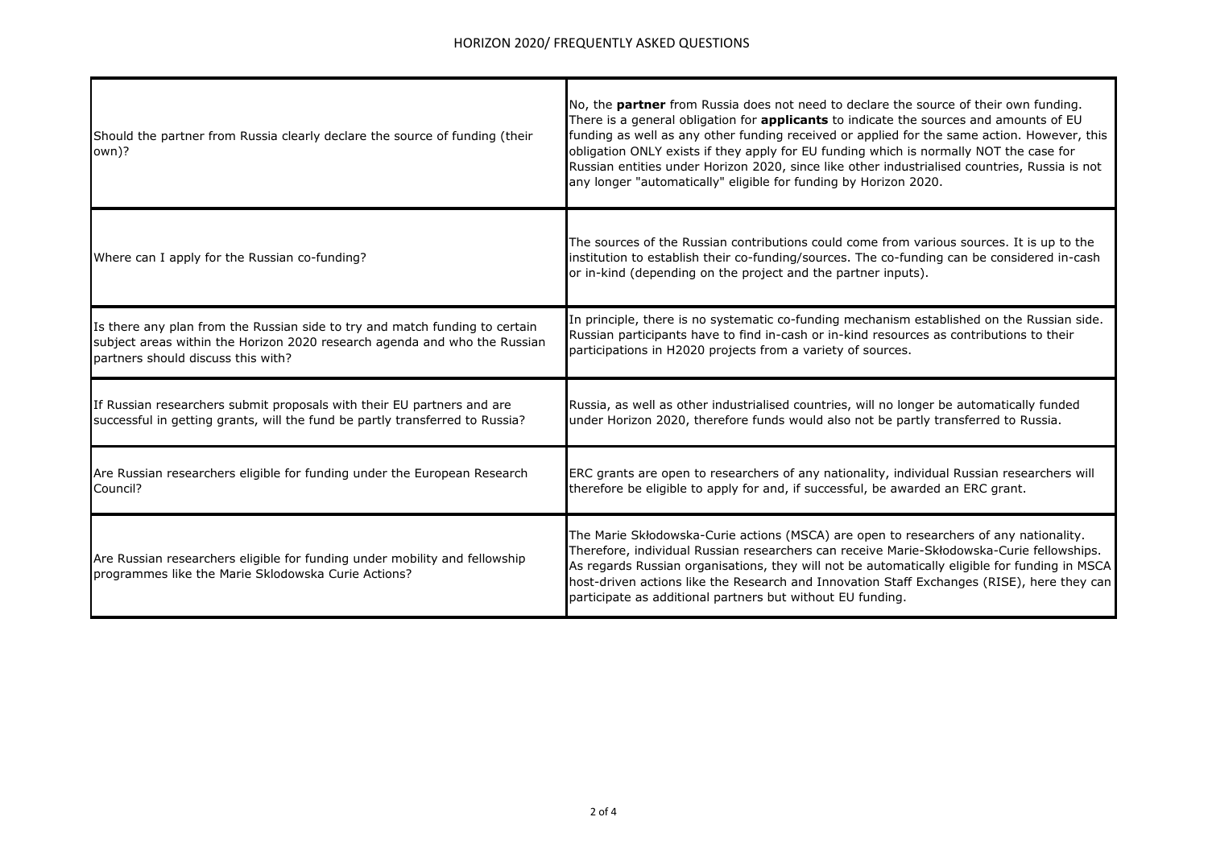| | |
|---|---|
| Should the partner from Russia clearly declare the source of funding (their own)? | No, the **partner** from Russia does not need to declare the source of their own funding. There is a general obligation for **applicants** to indicate the sources and amounts of EU funding as well as any other funding received or applied for the same action. However, this obligation ONLY exists if they apply for EU funding which is normally NOT the case for Russian entities under Horizon 2020, since like other industrialised countries, Russia is not any longer "automatically" eligible for funding by Horizon 2020. |
| Where can I apply for the Russian co-funding? | The sources of the Russian contributions could come from various sources. It is up to the institution to establish their co-funding/sources. The co-funding can be considered in-cash or in-kind (depending on the project and the partner inputs). |
| Is there any plan from the Russian side to try and match funding to certain subject areas within the Horizon 2020 research agenda and who the Russian partners should discuss this with? | In principle, there is no systematic co-funding mechanism established on the Russian side. Russian participants have to find in-cash or in-kind resources as contributions to their participations in H2020 projects from a variety of sources. |
| If Russian researchers submit proposals with their EU partners and are successful in getting grants, will the fund be partly transferred to Russia? | Russia, as well as other industrialised countries, will no longer be automatically funded under Horizon 2020, therefore funds would also not be partly transferred to Russia. |
| Are Russian researchers eligible for funding under the European Research Council? | ERC grants are open to researchers of any nationality, individual Russian researchers will therefore be eligible to apply for and, if successful, be awarded an ERC grant. |
| Are Russian researchers eligible for funding under mobility and fellowship programmes like the Marie Sklodowska Curie Actions? | The Marie Skłodowska-Curie actions (MSCA) are open to researchers of any nationality. Therefore, individual Russian researchers can receive Marie-Skłodowska-Curie fellowships. As regards Russian organisations, they will not be automatically eligible for funding in MSCA host-driven actions like the Research and Innovation Staff Exchanges (RISE), here they can participate as additional partners but without EU funding. |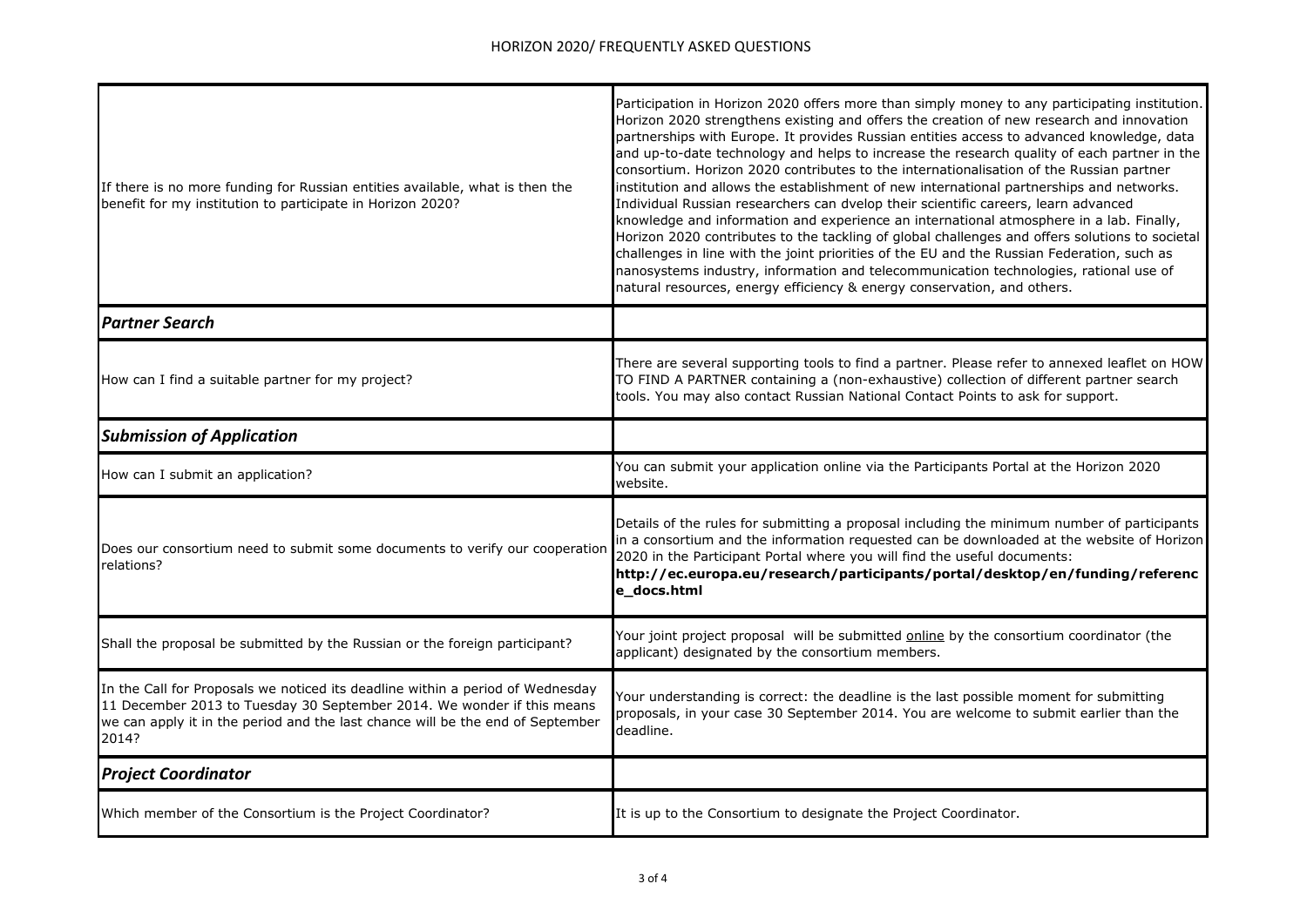| | |
|---|---|
| If there is no more funding for Russian entities available, what is then the benefit for my institution to participate in Horizon 2020? | Participation in Horizon 2020 offers more than simply money to any participating institution. Horizon 2020 strengthens existing and offers the creation of new research and innovation partnerships with Europe. It provides Russian entities access to advanced knowledge, data and up-to-date technology and helps to increase the research quality of each partner in the consortium. Horizon 2020 contributes to the internationalisation of the Russian partner institution and allows the establishment of new international partnerships and networks. Individual Russian researchers can dvelop their scientific careers, learn advanced knowledge and information and experience an international atmosphere in a lab. Finally, Horizon 2020 contributes to the tackling of global challenges and offers solutions to societal challenges in line with the joint priorities of the EU and the Russian Federation, such as nanosystems industry, information and telecommunication technologies, rational use of natural resources, energy efficiency & energy conservation, and others. |
| ***Partner Search*** | |
| How can I find a suitable partner for my project? | There are several supporting tools to find a partner. Please refer to annexed leaflet on HOW TO FIND A PARTNER containing a (non-exhaustive) collection of different partner search tools. You may also contact Russian National Contact Points to ask for support. |
| ***Submission of Application*** | |
| How can I submit an application? | You can submit your application online via the Participants Portal at the Horizon 2020 website. |
| Does our consortium need to submit some documents to verify our cooperation relations? | Details of the rules for submitting a proposal including the minimum number of participants in a consortium and the information requested can be downloaded at the website of Horizon 2020 in the Participant Portal where you will find the useful documents: **http://ec.europa.eu/research/participants/portal/desktop/en/funding/reference_docs.html** |
| Shall the proposal be submitted by the Russian or the foreign participant? | Your joint project proposal will be submitted online by the consortium coordinator (the applicant) designated by the consortium members. |
| In the Call for Proposals we noticed its deadline within a period of Wednesday 11 December 2013 to Tuesday 30 September 2014. We wonder if this means we can apply it in the period and the last chance will be the end of September 2014? | Your understanding is correct: the deadline is the last possible moment for submitting proposals, in your case 30 September 2014. You are welcome to submit earlier than the deadline. |
| ***Project Coordinator*** | |
| Which member of the Consortium is the Project Coordinator? | It is up to the Consortium to designate the Project Coordinator. |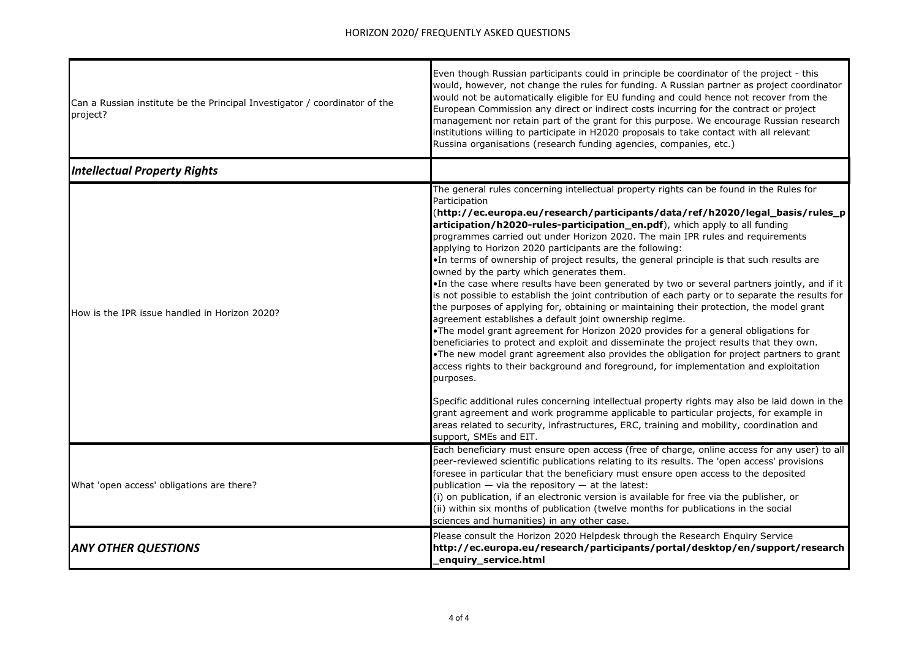| | |
|---|---|
| Can a Russian institute be the Principal Investigator / coordinator of the project? | Even though Russian participants could in principle be coordinator of the project - this would, however, not change the rules for funding. A Russian partner as project coordinator would not be automatically eligible for EU funding and could hence not recover from the European Commission any direct or indirect costs incurring for the contract or project management nor retain part of the grant for this purpose. We encourage Russian research institutions willing to participate in H2020 proposals to take contact with all relevant Russina organisations (research funding agencies, companies, etc.) |
| ***Intellectual Property Rights*** | |
| How is the IPR issue handled in Horizon 2020? | The general rules concerning intellectual property rights can be found in the Rules for Participation (**http://ec.europa.eu/research/participants/data/ref/h2020/legal_basis/rules_participation/h2020-rules-participation_en.pdf**), which apply to all funding programmes carried out under Horizon 2020. The main IPR rules and requirements applying to Horizon 2020 participants are the following:<br>•In terms of ownership of project results, the general principle is that such results are owned by the party which generates them.<br>•In the case where results have been generated by two or several partners jointly, and if it is not possible to establish the joint contribution of each party or to separate the results for the purposes of applying for, obtaining or maintaining their protection, the model grant agreement establishes a default joint ownership regime.<br>•The model grant agreement for Horizon 2020 provides for a general obligations for beneficiaries to protect and exploit and disseminate the project results that they own.<br>•The new model grant agreement also provides the obligation for project partners to grant access rights to their background and foreground, for implementation and exploitation purposes.<br><br>Specific additional rules concerning intellectual property rights may also be laid down in the grant agreement and work programme applicable to particular projects, for example in areas related to security, infrastructures, ERC, training and mobility, coordination and support, SMEs and EIT. |
| What 'open access' obligations are there? | Each beneficiary must ensure open access (free of charge, online access for any user) to all peer-reviewed scientific publications relating to its results. The 'open access' provisions foresee in particular that the beneficiary must ensure open access to the deposited publication — via the repository — at the latest:<br>(i) on publication, if an electronic version is available for free via the publisher, or<br>(ii) within six months of publication (twelve months for publications in the social sciences and humanities) in any other case. |
| ***ANY OTHER QUESTIONS*** | Please consult the Horizon 2020 Helpdesk through the Research Enquiry Service **http://ec.europa.eu/research/participants/portal/desktop/en/support/research_enquiry_service.html** |